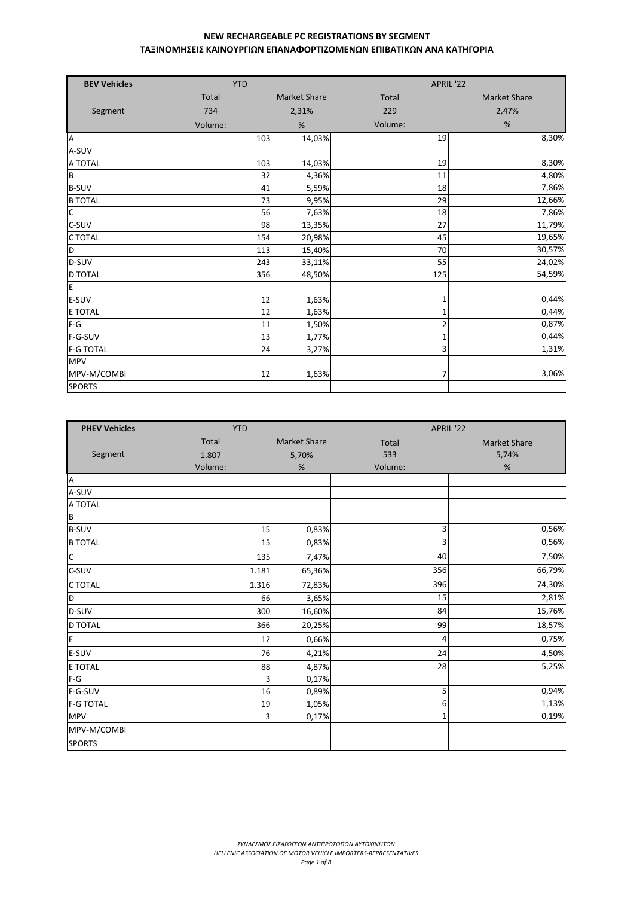# NEW RECHARGEABLE PC REGISTRATIONS BY SEGMENT
# ΤΑΞΙΝΟΜΗΣΕΙΣ ΚΑΙΝΟΥΡΓΙΩΝ ΕΠΑΝΑΦΟΡΤΙΖΟΜΕΝΩΝ ΕΠΙΒΑΤΙΚΩΝ ΑΝΑ ΚΑΤΗΓΟΡΙΑ

| BEV Vehicles | YTD | | APRIL '22 | |
|---|---|---|---|---|
| | Total | Market Share | Total | Market Share |
| Segment | 734 | 2,31% | 229 | 2,47% |
| | Volume: | % | Volume: | % |
| A | 103 | 14,03% | 19 | 8,30% |
| A-SUV | | | | |
| A TOTAL | 103 | 14,03% | 19 | 8,30% |
| B | 32 | 4,36% | 11 | 4,80% |
| B-SUV | 41 | 5,59% | 18 | 7,86% |
| B TOTAL | 73 | 9,95% | 29 | 12,66% |
| C | 56 | 7,63% | 18 | 7,86% |
| C-SUV | 98 | 13,35% | 27 | 11,79% |
| C TOTAL | 154 | 20,98% | 45 | 19,65% |
| D | 113 | 15,40% | 70 | 30,57% |
| D-SUV | 243 | 33,11% | 55 | 24,02% |
| D TOTAL | 356 | 48,50% | 125 | 54,59% |
| E | | | | |
| E-SUV | 12 | 1,63% | 1 | 0,44% |
| E TOTAL | 12 | 1,63% | 1 | 0,44% |
| F-G | 11 | 1,50% | 2 | 0,87% |
| F-G-SUV | 13 | 1,77% | 1 | 0,44% |
| F-G TOTAL | 24 | 3,27% | 3 | 1,31% |
| MPV | | | | |
| MPV-M/COMBI | 12 | 1,63% | 7 | 3,06% |
| SPORTS | | | | |

| PHEV Vehicles | YTD | | APRIL '22 | |
|---|---|---|---|---|
| | Total | Market Share | Total | Market Share |
| Segment | 1.807 | 5,70% | 533 | 5,74% |
| | Volume: | % | Volume: | % |
| A | | | | |
| A-SUV | | | | |
| A TOTAL | | | | |
| B | | | | |
| B-SUV | 15 | 0,83% | 3 | 0,56% |
| B TOTAL | 15 | 0,83% | 3 | 0,56% |
| C | 135 | 7,47% | 40 | 7,50% |
| C-SUV | 1.181 | 65,36% | 356 | 66,79% |
| C TOTAL | 1.316 | 72,83% | 396 | 74,30% |
| D | 66 | 3,65% | 15 | 2,81% |
| D-SUV | 300 | 16,60% | 84 | 15,76% |
| D TOTAL | 366 | 20,25% | 99 | 18,57% |
| E | 12 | 0,66% | 4 | 0,75% |
| E-SUV | 76 | 4,21% | 24 | 4,50% |
| E TOTAL | 88 | 4,87% | 28 | 5,25% |
| F-G | 3 | 0,17% | | |
| F-G-SUV | 16 | 0,89% | 5 | 0,94% |
| F-G TOTAL | 19 | 1,05% | 6 | 1,13% |
| MPV | 3 | 0,17% | 1 | 0,19% |
| MPV-M/COMBI | | | | |
| SPORTS | | | | |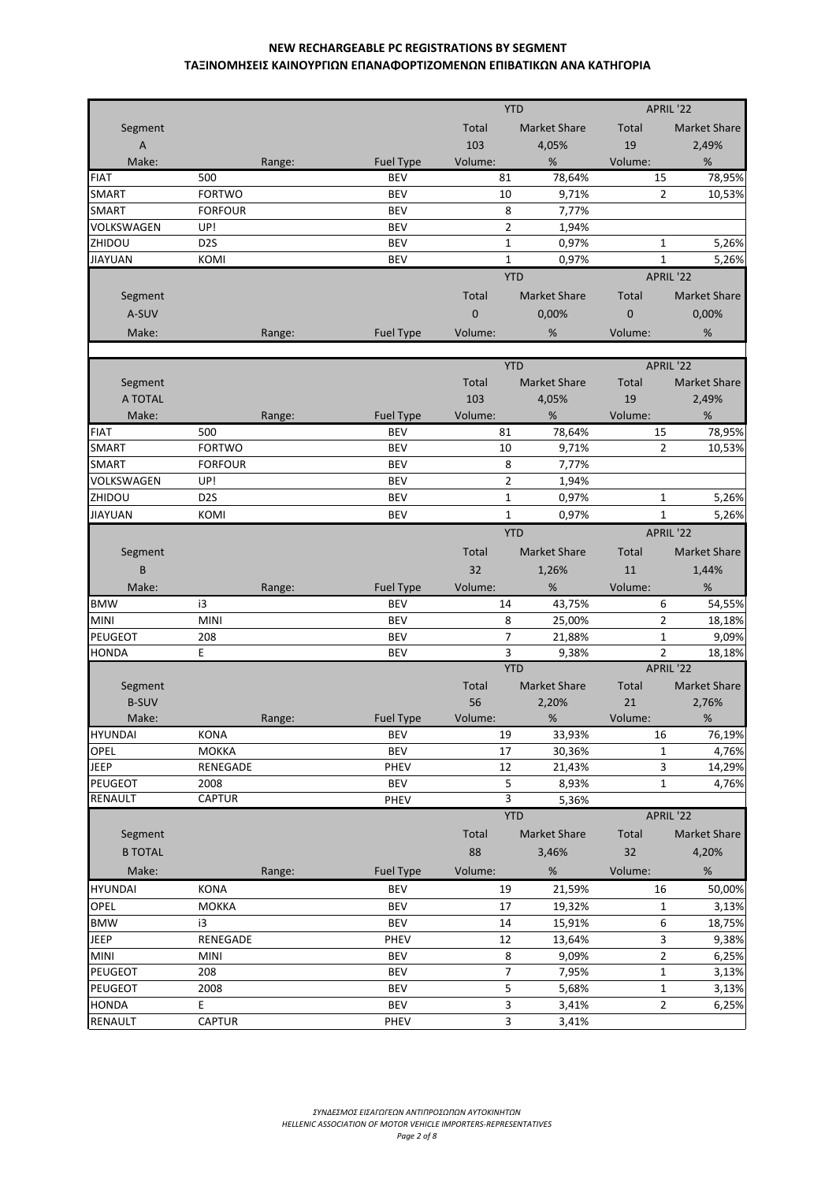**NEW RECHARGEABLE PC REGISTRATIONS BY SEGMENT**
**ΤΑΞΙΝΟΜΗΣΕΙΣ ΚΑΙΝΟΥΡΓΙΩΝ ΕΠΑΝΑΦΟΡΤΙΖΟΜΕΝΩΝ ΕΠΙΒΑΤΙΚΩΝ ΑΝΑ ΚΑΤΗΓΟΡΙΑ**

| | | | | YTD | | APRIL '22 | |
|---|---|---|---|---|---|---|---|
| Segment | | | | Total | Market Share | Total | Market Share |
| A | | | | 103 | 4,05% | 19 | 2,49% |
| Make: | | Range: | Fuel Type | Volume: | % | Volume: | % |
| FIAT | 500 | | BEV | 81 | 78,64% | 15 | 78,95% |
| SMART | FORTWO | | BEV | 10 | 9,71% | 2 | 10,53% |
| SMART | FORFOUR | | BEV | 8 | 7,77% | | |
| VOLKSWAGEN | UP! | | BEV | 2 | 1,94% | | |
| ZHIDOU | D2S | | BEV | 1 | 0,97% | 1 | 5,26% |
| JIAYUAN | KOMI | | BEV | 1 | 0,97% | 1 | 5,26% |

| | | | | YTD | | APRIL '22 | |
|---|---|---|---|---|---|---|---|
| Segment | | | | Total | Market Share | Total | Market Share |
| A-SUV | | | | 0 | 0,00% | 0 | 0,00% |
| Make: | | Range: | Fuel Type | Volume: | % | Volume: | % |

| | | | | YTD | | APRIL '22 | |
|---|---|---|---|---|---|---|---|
| Segment | | | | Total | Market Share | Total | Market Share |
| A TOTAL | | | | 103 | 4,05% | 19 | 2,49% |
| Make: | | Range: | Fuel Type | Volume: | % | Volume: | % |
| FIAT | 500 | | BEV | 81 | 78,64% | 15 | 78,95% |
| SMART | FORTWO | | BEV | 10 | 9,71% | 2 | 10,53% |
| SMART | FORFOUR | | BEV | 8 | 7,77% | | |
| VOLKSWAGEN | UP! | | BEV | 2 | 1,94% | | |
| ZHIDOU | D2S | | BEV | 1 | 0,97% | 1 | 5,26% |
| JIAYUAN | KOMI | | BEV | 1 | 0,97% | 1 | 5,26% |

| | | | | YTD | | APRIL '22 | |
|---|---|---|---|---|---|---|---|
| Segment | | | | Total | Market Share | Total | Market Share |
| B | | | | 32 | 1,26% | 11 | 1,44% |
| Make: | | Range: | Fuel Type | Volume: | % | Volume: | % |
| BMW | i3 | | BEV | 14 | 43,75% | 6 | 54,55% |
| MINI | MINI | | BEV | 8 | 25,00% | 2 | 18,18% |
| PEUGEOT | 208 | | BEV | 7 | 21,88% | 1 | 9,09% |
| HONDA | E | | BEV | 3 | 9,38% | 2 | 18,18% |

| | | | | YTD | | APRIL '22 | |
|---|---|---|---|---|---|---|---|
| Segment | | | | Total | Market Share | Total | Market Share |
| B-SUV | | | | 56 | 2,20% | 21 | 2,76% |
| Make: | | Range: | Fuel Type | Volume: | % | Volume: | % |
| HYUNDAI | KONA | | BEV | 19 | 33,93% | 16 | 76,19% |
| OPEL | MOKKA | | BEV | 17 | 30,36% | 1 | 4,76% |
| JEEP | RENEGADE | | PHEV | 12 | 21,43% | 3 | 14,29% |
| PEUGEOT | 2008 | | BEV | 5 | 8,93% | 1 | 4,76% |
| RENAULT | CAPTUR | | PHEV | 3 | 5,36% | | |

| | | | | YTD | | APRIL '22 | |
|---|---|---|---|---|---|---|---|
| Segment | | | | Total | Market Share | Total | Market Share |
| B TOTAL | | | | 88 | 3,46% | 32 | 4,20% |
| Make: | | Range: | Fuel Type | Volume: | % | Volume: | % |
| HYUNDAI | KONA | | BEV | 19 | 21,59% | 16 | 50,00% |
| OPEL | MOKKA | | BEV | 17 | 19,32% | 1 | 3,13% |
| BMW | i3 | | BEV | 14 | 15,91% | 6 | 18,75% |
| JEEP | RENEGADE | | PHEV | 12 | 13,64% | 3 | 9,38% |
| MINI | MINI | | BEV | 8 | 9,09% | 2 | 6,25% |
| PEUGEOT | 208 | | BEV | 7 | 7,95% | 1 | 3,13% |
| PEUGEOT | 2008 | | BEV | 5 | 5,68% | 1 | 3,13% |
| HONDA | E | | BEV | 3 | 3,41% | 2 | 6,25% |
| RENAULT | CAPTUR | | PHEV | 3 | 3,41% | | |

*ΣΥΝΔΕΣΜΟΣ ΕΙΣΑΓΩΓΕΩΝ ΑΝΤΙΠΡΟΣΩΠΩΝ ΑΥΤΟΚΙΝΗΤΩΝ*
*HELLENIC ASSOCIATION OF MOTOR VEHICLE IMPORTERS-REPRESENTATIVES*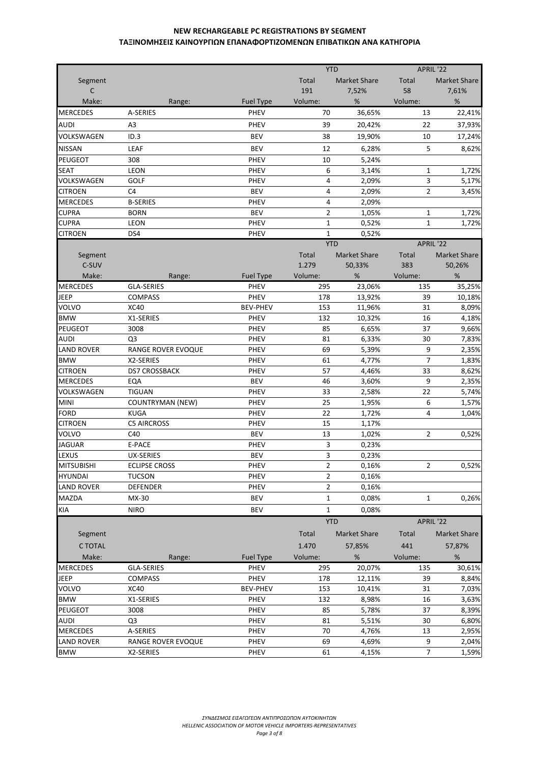**NEW RECHARGEABLE PC REGISTRATIONS BY SEGMENT**
**ΤΑΞΙΝΟΜΗΣΕΙΣ ΚΑΙΝΟΥΡΓΙΩΝ ΕΠΑΝΑΦΟΡΤΙΖΟΜΕΝΩΝ ΕΠΙΒΑΤΙΚΩΝ ΑΝΑ ΚΑΤΗΓΟΡΙΑ**

| | | | YTD | | APRIL '22 | |
|---|---|---|---|---|---|---|
| Segment | | | Total | Market Share | Total | Market Share |
| C | | | 191 | 7,52% | 58 | 7,61% |
| Make: | Range: | Fuel Type | Volume: | % | Volume: | % |
| MERCEDES | A-SERIES | PHEV | 70 | 36,65% | 13 | 22,41% |
| AUDI | A3 | PHEV | 39 | 20,42% | 22 | 37,93% |
| VOLKSWAGEN | ID.3 | BEV | 38 | 19,90% | 10 | 17,24% |
| NISSAN | LEAF | BEV | 12 | 6,28% | 5 | 8,62% |
| PEUGEOT | 308 | PHEV | 10 | 5,24% | | |
| SEAT | LEON | PHEV | 6 | 3,14% | 1 | 1,72% |
| VOLKSWAGEN | GOLF | PHEV | 4 | 2,09% | 3 | 5,17% |
| CITROEN | C4 | BEV | 4 | 2,09% | 2 | 3,45% |
| MERCEDES | B-SERIES | PHEV | 4 | 2,09% | | |
| CUPRA | BORN | BEV | 2 | 1,05% | 1 | 1,72% |
| CUPRA | LEON | PHEV | 1 | 0,52% | 1 | 1,72% |
| CITROEN | DS4 | PHEV | 1 | 0,52% | | |

| | | | YTD | | APRIL '22 | |
|---|---|---|---|---|---|---|
| Segment | | | Total | Market Share | Total | Market Share |
| C-SUV | | | 1.279 | 50,33% | 383 | 50,26% |
| Make: | Range: | Fuel Type | Volume: | % | Volume: | % |
| MERCEDES | GLA-SERIES | PHEV | 295 | 23,06% | 135 | 35,25% |
| JEEP | COMPASS | PHEV | 178 | 13,92% | 39 | 10,18% |
| VOLVO | XC40 | BEV-PHEV | 153 | 11,96% | 31 | 8,09% |
| BMW | X1-SERIES | PHEV | 132 | 10,32% | 16 | 4,18% |
| PEUGEOT | 3008 | PHEV | 85 | 6,65% | 37 | 9,66% |
| AUDI | Q3 | PHEV | 81 | 6,33% | 30 | 7,83% |
| LAND ROVER | RANGE ROVER EVOQUE | PHEV | 69 | 5,39% | 9 | 2,35% |
| BMW | X2-SERIES | PHEV | 61 | 4,77% | 7 | 1,83% |
| CITROEN | DS7 CROSSBACK | PHEV | 57 | 4,46% | 33 | 8,62% |
| MERCEDES | EQA | BEV | 46 | 3,60% | 9 | 2,35% |
| VOLKSWAGEN | TIGUAN | PHEV | 33 | 2,58% | 22 | 5,74% |
| MINI | COUNTRYMAN (NEW) | PHEV | 25 | 1,95% | 6 | 1,57% |
| FORD | KUGA | PHEV | 22 | 1,72% | 4 | 1,04% |
| CITROEN | C5 AIRCROSS | PHEV | 15 | 1,17% | | |
| VOLVO | C40 | BEV | 13 | 1,02% | 2 | 0,52% |
| JAGUAR | E-PACE | PHEV | 3 | 0,23% | | |
| LEXUS | UX-SERIES | BEV | 3 | 0,23% | | |
| MITSUBISHI | ECLIPSE CROSS | PHEV | 2 | 0,16% | 2 | 0,52% |
| HYUNDAI | TUCSON | PHEV | 2 | 0,16% | | |
| LAND ROVER | DEFENDER | PHEV | 2 | 0,16% | | |
| MAZDA | MX-30 | BEV | 1 | 0,08% | 1 | 0,26% |
| KIA | NIRO | BEV | 1 | 0,08% | | |

| | | | YTD | | APRIL '22 | |
|---|---|---|---|---|---|---|
| Segment | | | Total | Market Share | Total | Market Share |
| C TOTAL | | | 1.470 | 57,85% | 441 | 57,87% |
| Make: | Range: | Fuel Type | Volume: | % | Volume: | % |
| MERCEDES | GLA-SERIES | PHEV | 295 | 20,07% | 135 | 30,61% |
| JEEP | COMPASS | PHEV | 178 | 12,11% | 39 | 8,84% |
| VOLVO | XC40 | BEV-PHEV | 153 | 10,41% | 31 | 7,03% |
| BMW | X1-SERIES | PHEV | 132 | 8,98% | 16 | 3,63% |
| PEUGEOT | 3008 | PHEV | 85 | 5,78% | 37 | 8,39% |
| AUDI | Q3 | PHEV | 81 | 5,51% | 30 | 6,80% |
| MERCEDES | A-SERIES | PHEV | 70 | 4,76% | 13 | 2,95% |
| LAND ROVER | RANGE ROVER EVOQUE | PHEV | 69 | 4,69% | 9 | 2,04% |
| BMW | X2-SERIES | PHEV | 61 | 4,15% | 7 | 1,59% |

*ΣΥΝΔΕΣΜΟΣ ΕΙΣΑΓΩΓΕΩΝ ΑΝΤΙΠΡΟΣΩΠΩΝ ΑΥΤΟΚΙΝΗΤΩΝ*
*HELLENIC ASSOCIATION OF MOTOR VEHICLE IMPORTERS-REPRESENTATIVES*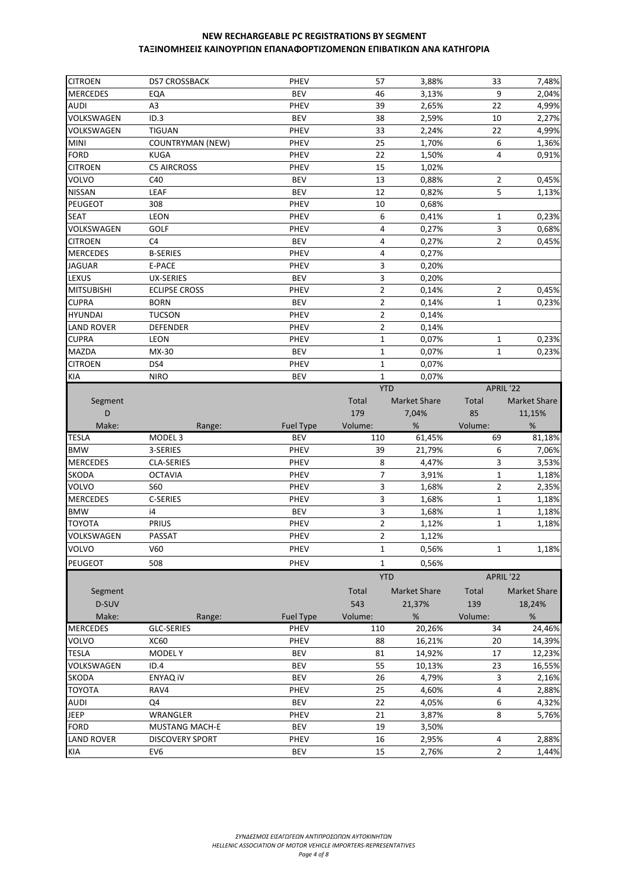# NEW RECHARGEABLE PC REGISTRATIONS BY SEGMENT
# ΤΑΞΙΝΟΜΗΣΕΙΣ ΚΑΙΝΟΥΡΓΙΩΝ ΕΠΑΝΑΦΟΡΤΙΖΟΜΕΝΩΝ ΕΠΙΒΑΤΙΚΩΝ ΑΝΑ ΚΑΤΗΓΟΡΙΑ

| | | | | | | |
|---|---|---|---|---|---|---|
| CITROEN | DS7 CROSSBACK | PHEV | 57 | 3,88% | 33 | 7,48% |
| MERCEDES | EQA | BEV | 46 | 3,13% | 9 | 2,04% |
| AUDI | A3 | PHEV | 39 | 2,65% | 22 | 4,99% |
| VOLKSWAGEN | ID.3 | BEV | 38 | 2,59% | 10 | 2,27% |
| VOLKSWAGEN | TIGUAN | PHEV | 33 | 2,24% | 22 | 4,99% |
| MINI | COUNTRYMAN (NEW) | PHEV | 25 | 1,70% | 6 | 1,36% |
| FORD | KUGA | PHEV | 22 | 1,50% | 4 | 0,91% |
| CITROEN | C5 AIRCROSS | PHEV | 15 | 1,02% | | |
| VOLVO | C40 | BEV | 13 | 0,88% | 2 | 0,45% |
| NISSAN | LEAF | BEV | 12 | 0,82% | 5 | 1,13% |
| PEUGEOT | 308 | PHEV | 10 | 0,68% | | |
| SEAT | LEON | PHEV | 6 | 0,41% | 1 | 0,23% |
| VOLKSWAGEN | GOLF | PHEV | 4 | 0,27% | 3 | 0,68% |
| CITROEN | C4 | BEV | 4 | 0,27% | 2 | 0,45% |
| MERCEDES | B-SERIES | PHEV | 4 | 0,27% | | |
| JAGUAR | E-PACE | PHEV | 3 | 0,20% | | |
| LEXUS | UX-SERIES | BEV | 3 | 0,20% | | |
| MITSUBISHI | ECLIPSE CROSS | PHEV | 2 | 0,14% | 2 | 0,45% |
| CUPRA | BORN | BEV | 2 | 0,14% | 1 | 0,23% |
| HYUNDAI | TUCSON | PHEV | 2 | 0,14% | | |
| LAND ROVER | DEFENDER | PHEV | 2 | 0,14% | | |
| CUPRA | LEON | PHEV | 1 | 0,07% | 1 | 0,23% |
| MAZDA | MX-30 | BEV | 1 | 0,07% | 1 | 0,23% |
| CITROEN | DS4 | PHEV | 1 | 0,07% | | |
| KIA | NIRO | BEV | 1 | 0,07% | | |

| | | | YTD | | APRIL '22 | |
|---|---|---|---|---|---|---|
| Segment | | | Total | Market Share | Total | Market Share |
| D | | | 179 | 7,04% | 85 | 11,15% |
| Make: | Range: | Fuel Type | Volume: | % | Volume: | % |
| TESLA | MODEL 3 | BEV | 110 | 61,45% | 69 | 81,18% |
| BMW | 3-SERIES | PHEV | 39 | 21,79% | 6 | 7,06% |
| MERCEDES | CLA-SERIES | PHEV | 8 | 4,47% | 3 | 3,53% |
| SKODA | OCTAVIA | PHEV | 7 | 3,91% | 1 | 1,18% |
| VOLVO | S60 | PHEV | 3 | 1,68% | 2 | 2,35% |
| MERCEDES | C-SERIES | PHEV | 3 | 1,68% | 1 | 1,18% |
| BMW | i4 | BEV | 3 | 1,68% | 1 | 1,18% |
| TOYOTA | PRIUS | PHEV | 2 | 1,12% | 1 | 1,18% |
| VOLKSWAGEN | PASSAT | PHEV | 2 | 1,12% | | |
| VOLVO | V60 | PHEV | 1 | 0,56% | 1 | 1,18% |
| PEUGEOT | 508 | PHEV | 1 | 0,56% | | |

| | | | YTD | | APRIL '22 | |
|---|---|---|---|---|---|---|
| Segment | | | Total | Market Share | Total | Market Share |
| D-SUV | | | 543 | 21,37% | 139 | 18,24% |
| Make: | Range: | Fuel Type | Volume: | % | Volume: | % |
| MERCEDES | GLC-SERIES | PHEV | 110 | 20,26% | 34 | 24,46% |
| VOLVO | XC60 | PHEV | 88 | 16,21% | 20 | 14,39% |
| TESLA | MODEL Y | BEV | 81 | 14,92% | 17 | 12,23% |
| VOLKSWAGEN | ID.4 | BEV | 55 | 10,13% | 23 | 16,55% |
| SKODA | ENYAQ iV | BEV | 26 | 4,79% | 3 | 2,16% |
| TOYOTA | RAV4 | PHEV | 25 | 4,60% | 4 | 2,88% |
| AUDI | Q4 | BEV | 22 | 4,05% | 6 | 4,32% |
| JEEP | WRANGLER | PHEV | 21 | 3,87% | 8 | 5,76% |
| FORD | MUSTANG MACH-E | BEV | 19 | 3,50% | | |
| LAND ROVER | DISCOVERY SPORT | PHEV | 16 | 2,95% | 4 | 2,88% |
| KIA | EV6 | BEV | 15 | 2,76% | 2 | 1,44% |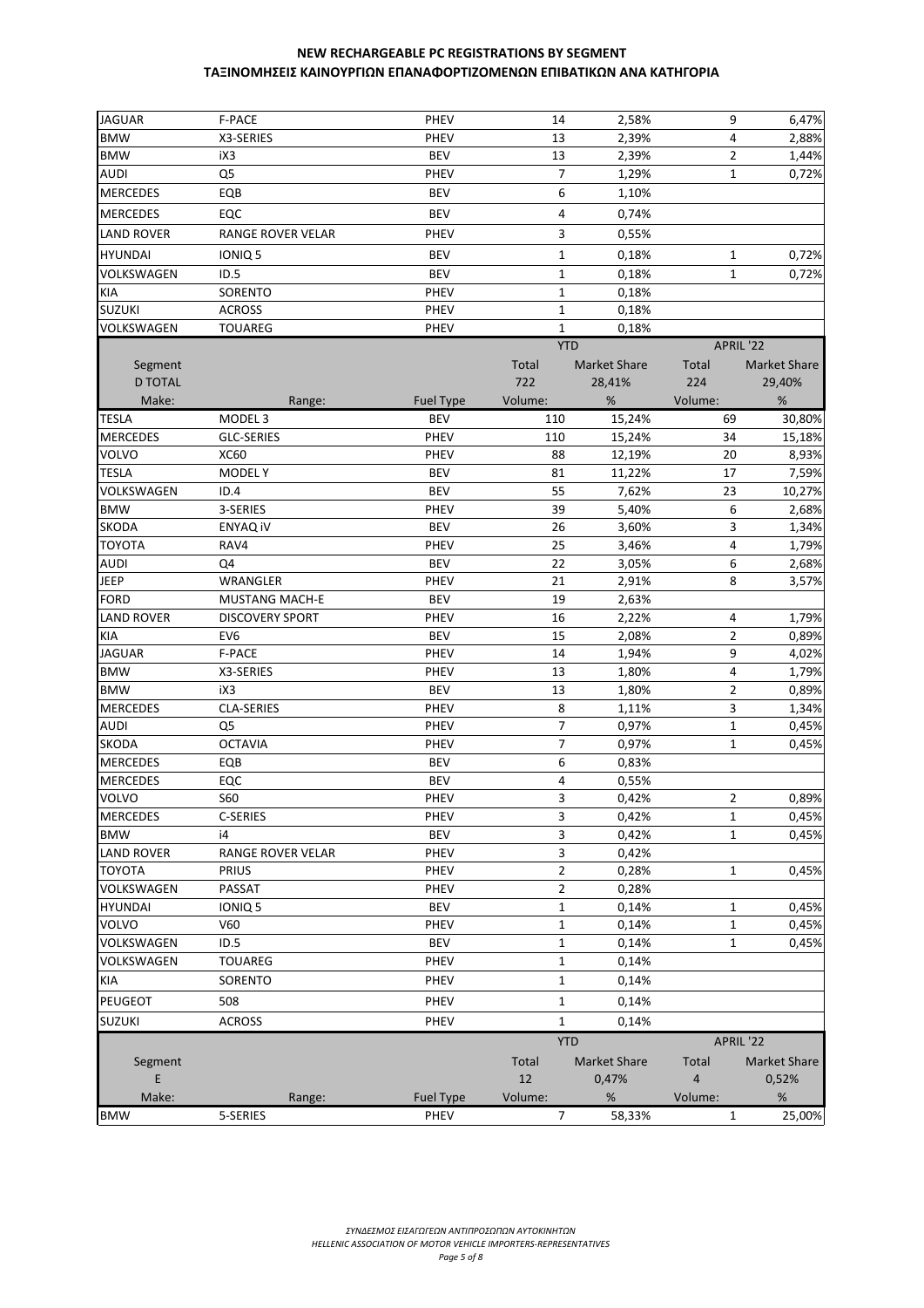## NEW RECHARGEABLE PC REGISTRATIONS BY SEGMENT
## ΤΑΞΙΝΟΜΗΣΕΙΣ ΚΑΙΝΟΥΡΓΙΩΝ ΕΠΑΝΑΦΟΡΤΙΖΟΜΕΝΩΝ ΕΠΙΒΑΤΙΚΩΝ ΑΝΑ ΚΑΤΗΓΟΡΙΑ

| | | | | | | |
|---|---|---|---|---|---|---|
| JAGUAR | F-PACE | PHEV | 14 | 2,58% | 9 | 6,47% |
| BMW | X3-SERIES | PHEV | 13 | 2,39% | 4 | 2,88% |
| BMW | iX3 | BEV | 13 | 2,39% | 2 | 1,44% |
| AUDI | Q5 | PHEV | 7 | 1,29% | 1 | 0,72% |
| MERCEDES | EQB | BEV | 6 | 1,10% | | |
| MERCEDES | EQC | BEV | 4 | 0,74% | | |
| LAND ROVER | RANGE ROVER VELAR | PHEV | 3 | 0,55% | | |
| HYUNDAI | IONIQ 5 | BEV | 1 | 0,18% | 1 | 0,72% |
| VOLKSWAGEN | ID.5 | BEV | 1 | 0,18% | 1 | 0,72% |
| KIA | SORENTO | PHEV | 1 | 0,18% | | |
| SUZUKI | ACROSS | PHEV | 1 | 0,18% | | |
| VOLKSWAGEN | TOUAREG | PHEV | 1 | 0,18% | | |

| | | | YTD | | APRIL '22 | |
|---|---|---|---|---|---|---|
| Segment | | | Total | Market Share | Total | Market Share |
| D TOTAL | | | 722 | 28,41% | 224 | 29,40% |
| Make: | Range: | Fuel Type | Volume: | % | Volume: | % |
| TESLA | MODEL 3 | BEV | 110 | 15,24% | 69 | 30,80% |
| MERCEDES | GLC-SERIES | PHEV | 110 | 15,24% | 34 | 15,18% |
| VOLVO | XC60 | PHEV | 88 | 12,19% | 20 | 8,93% |
| TESLA | MODEL Y | BEV | 81 | 11,22% | 17 | 7,59% |
| VOLKSWAGEN | ID.4 | BEV | 55 | 7,62% | 23 | 10,27% |
| BMW | 3-SERIES | PHEV | 39 | 5,40% | 6 | 2,68% |
| SKODA | ENYAQ iV | BEV | 26 | 3,60% | 3 | 1,34% |
| TOYOTA | RAV4 | PHEV | 25 | 3,46% | 4 | 1,79% |
| AUDI | Q4 | BEV | 22 | 3,05% | 6 | 2,68% |
| JEEP | WRANGLER | PHEV | 21 | 2,91% | 8 | 3,57% |
| FORD | MUSTANG MACH-E | BEV | 19 | 2,63% | | |
| LAND ROVER | DISCOVERY SPORT | PHEV | 16 | 2,22% | 4 | 1,79% |
| KIA | EV6 | BEV | 15 | 2,08% | 2 | 0,89% |
| JAGUAR | F-PACE | PHEV | 14 | 1,94% | 9 | 4,02% |
| BMW | X3-SERIES | PHEV | 13 | 1,80% | 4 | 1,79% |
| BMW | iX3 | BEV | 13 | 1,80% | 2 | 0,89% |
| MERCEDES | CLA-SERIES | PHEV | 8 | 1,11% | 3 | 1,34% |
| AUDI | Q5 | PHEV | 7 | 0,97% | 1 | 0,45% |
| SKODA | OCTAVIA | PHEV | 7 | 0,97% | 1 | 0,45% |
| MERCEDES | EQB | BEV | 6 | 0,83% | | |
| MERCEDES | EQC | BEV | 4 | 0,55% | | |
| VOLVO | S60 | PHEV | 3 | 0,42% | 2 | 0,89% |
| MERCEDES | C-SERIES | PHEV | 3 | 0,42% | 1 | 0,45% |
| BMW | i4 | BEV | 3 | 0,42% | 1 | 0,45% |
| LAND ROVER | RANGE ROVER VELAR | PHEV | 3 | 0,42% | | |
| TOYOTA | PRIUS | PHEV | 2 | 0,28% | 1 | 0,45% |
| VOLKSWAGEN | PASSAT | PHEV | 2 | 0,28% | | |
| HYUNDAI | IONIQ 5 | BEV | 1 | 0,14% | 1 | 0,45% |
| VOLVO | V60 | PHEV | 1 | 0,14% | 1 | 0,45% |
| VOLKSWAGEN | ID.5 | BEV | 1 | 0,14% | 1 | 0,45% |
| VOLKSWAGEN | TOUAREG | PHEV | 1 | 0,14% | | |
| KIA | SORENTO | PHEV | 1 | 0,14% | | |
| PEUGEOT | 508 | PHEV | 1 | 0,14% | | |
| SUZUKI | ACROSS | PHEV | 1 | 0,14% | | |

| | | | YTD | | APRIL '22 | |
|---|---|---|---|---|---|---|
| Segment | | | Total | Market Share | Total | Market Share |
| E | | | 12 | 0,47% | 4 | 0,52% |
| Make: | Range: | Fuel Type | Volume: | % | Volume: | % |
| BMW | 5-SERIES | PHEV | 7 | 58,33% | 1 | 25,00% |

*ΣΥΝΔΕΣΜΟΣ ΕΙΣΑΓΩΓΕΩΝ ΑΝΤΙΠΡΟΣΩΠΩΝ ΑΥΤΟΚΙΝΗΤΩΝ*
*HELLENIC ASSOCIATION OF MOTOR VEHICLE IMPORTERS-REPRESENTATIVES*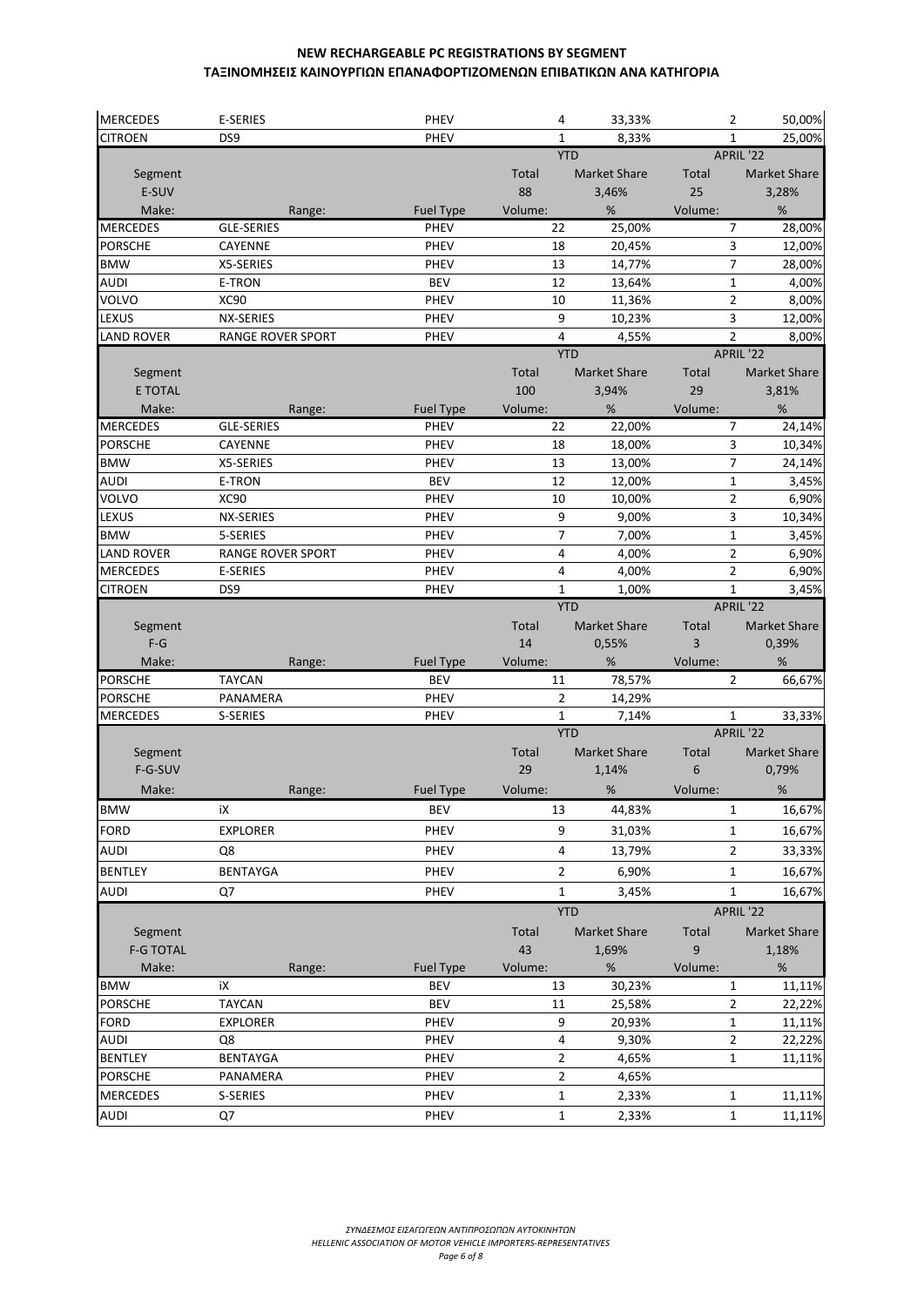# NEW RECHARGEABLE PC REGISTRATIONS BY SEGMENT
# ΤΑΞΙΝΟΜΗΣΕΙΣ ΚΑΙΝΟΥΡΓΙΩΝ ΕΠΑΝΑΦΟΡΤΙΖΟΜΕΝΩΝ ΕΠΙΒΑΤΙΚΩΝ ΑΝΑ ΚΑΤΗΓΟΡΙΑ

| | | | | | | |
|---|---|---|---|---|---|---|
| MERCEDES | E-SERIES | PHEV | 4 | 33,33% | 2 | 50,00% |
| CITROEN | DS9 | PHEV | 1 | 8,33% | 1 | 25,00% |

| Segment | | | YTD | | APRIL '22 | |
|---|---|---|---|---|---|---|
| E-SUV | | | Total | Market Share | Total | Market Share |
| | | | 88 | 3,46% | 25 | 3,28% |
| Make: | Range: | Fuel Type | Volume: | % | Volume: | % |
| MERCEDES | GLE-SERIES | PHEV | 22 | 25,00% | 7 | 28,00% |
| PORSCHE | CAYENNE | PHEV | 18 | 20,45% | 3 | 12,00% |
| BMW | X5-SERIES | PHEV | 13 | 14,77% | 7 | 28,00% |
| AUDI | E-TRON | BEV | 12 | 13,64% | 1 | 4,00% |
| VOLVO | XC90 | PHEV | 10 | 11,36% | 2 | 8,00% |
| LEXUS | NX-SERIES | PHEV | 9 | 10,23% | 3 | 12,00% |
| LAND ROVER | RANGE ROVER SPORT | PHEV | 4 | 4,55% | 2 | 8,00% |

| Segment | | | YTD | | APRIL '22 | |
|---|---|---|---|---|---|---|
| E TOTAL | | | Total | Market Share | Total | Market Share |
| | | | 100 | 3,94% | 29 | 3,81% |
| Make: | Range: | Fuel Type | Volume: | % | Volume: | % |
| MERCEDES | GLE-SERIES | PHEV | 22 | 22,00% | 7 | 24,14% |
| PORSCHE | CAYENNE | PHEV | 18 | 18,00% | 3 | 10,34% |
| BMW | X5-SERIES | PHEV | 13 | 13,00% | 7 | 24,14% |
| AUDI | E-TRON | BEV | 12 | 12,00% | 1 | 3,45% |
| VOLVO | XC90 | PHEV | 10 | 10,00% | 2 | 6,90% |
| LEXUS | NX-SERIES | PHEV | 9 | 9,00% | 3 | 10,34% |
| BMW | 5-SERIES | PHEV | 7 | 7,00% | 1 | 3,45% |
| LAND ROVER | RANGE ROVER SPORT | PHEV | 4 | 4,00% | 2 | 6,90% |
| MERCEDES | E-SERIES | PHEV | 4 | 4,00% | 2 | 6,90% |
| CITROEN | DS9 | PHEV | 1 | 1,00% | 1 | 3,45% |

| Segment | | | YTD | | APRIL '22 | |
|---|---|---|---|---|---|---|
| F-G | | | Total | Market Share | Total | Market Share |
| | | | 14 | 0,55% | 3 | 0,39% |
| Make: | Range: | Fuel Type | Volume: | % | Volume: | % |
| PORSCHE | TAYCAN | BEV | 11 | 78,57% | 2 | 66,67% |
| PORSCHE | PANAMERA | PHEV | 2 | 14,29% | | |
| MERCEDES | S-SERIES | PHEV | 1 | 7,14% | 1 | 33,33% |

| Segment | | | YTD | | APRIL '22 | |
|---|---|---|---|---|---|---|
| F-G-SUV | | | Total | Market Share | Total | Market Share |
| | | | 29 | 1,14% | 6 | 0,79% |
| Make: | Range: | Fuel Type | Volume: | % | Volume: | % |
| BMW | iX | BEV | 13 | 44,83% | 1 | 16,67% |
| FORD | EXPLORER | PHEV | 9 | 31,03% | 1 | 16,67% |
| AUDI | Q8 | PHEV | 4 | 13,79% | 2 | 33,33% |
| BENTLEY | BENTAYGA | PHEV | 2 | 6,90% | 1 | 16,67% |
| AUDI | Q7 | PHEV | 1 | 3,45% | 1 | 16,67% |

| Segment | | | YTD | | APRIL '22 | |
|---|---|---|---|---|---|---|
| F-G TOTAL | | | Total | Market Share | Total | Market Share |
| | | | 43 | 1,69% | 9 | 1,18% |
| Make: | Range: | Fuel Type | Volume: | % | Volume: | % |
| BMW | iX | BEV | 13 | 30,23% | 1 | 11,11% |
| PORSCHE | TAYCAN | BEV | 11 | 25,58% | 2 | 22,22% |
| FORD | EXPLORER | PHEV | 9 | 20,93% | 1 | 11,11% |
| AUDI | Q8 | PHEV | 4 | 9,30% | 2 | 22,22% |
| BENTLEY | BENTAYGA | PHEV | 2 | 4,65% | 1 | 11,11% |
| PORSCHE | PANAMERA | PHEV | 2 | 4,65% | | |
| MERCEDES | S-SERIES | PHEV | 1 | 2,33% | 1 | 11,11% |
| AUDI | Q7 | PHEV | 1 | 2,33% | 1 | 11,11% |

*ΣΥΝΔΕΣΜΟΣ ΕΙΣΑΓΩΓΕΩΝ ΑΝΤΙΠΡΟΣΩΠΩΝ ΑΥΤΟΚΙΝΗΤΩΝ*
*HELLENIC ASSOCIATION OF MOTOR VEHICLE IMPORTERS-REPRESENTATIVES*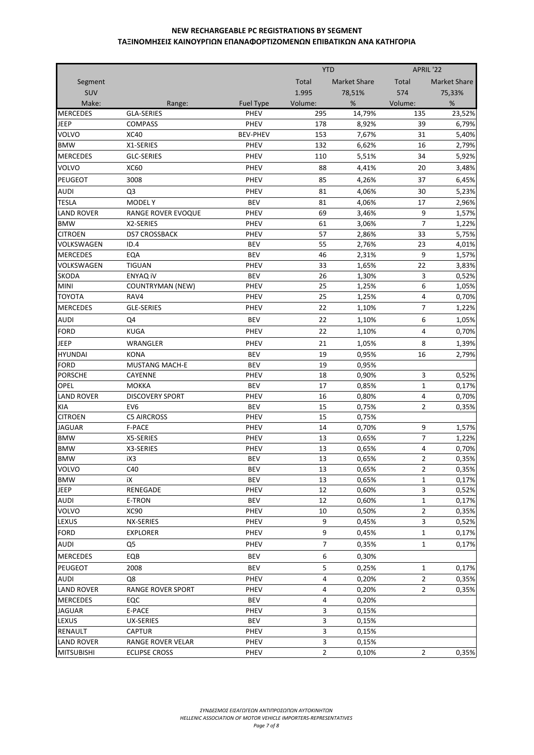# NEW RECHARGEABLE PC REGISTRATIONS BY SEGMENT

# ΤΑΞΙΝΟΜΗΣΕΙΣ ΚΑΙΝΟΥΡΓΙΩΝ ΕΠΑΝΑΦΟΡΤΙΖΟΜΕΝΩΝ ΕΠΙΒΑΤΙΚΩΝ ΑΝΑ ΚΑΤΗΓΟΡΙΑ

| | | | YTD | | APRIL '22 | |
|---|---|---|---|---|---|---|
| Segment | | | Total | Market Share | Total | Market Share |
| SUV | | | 1.995 | 78,51% | 574 | 75,33% |
| Make: | Range: | Fuel Type | Volume: | % | Volume: | % |
| MERCEDES | GLA-SERIES | PHEV | 295 | 14,79% | 135 | 23,52% |
| JEEP | COMPASS | PHEV | 178 | 8,92% | 39 | 6,79% |
| VOLVO | XC40 | BEV-PHEV | 153 | 7,67% | 31 | 5,40% |
| BMW | X1-SERIES | PHEV | 132 | 6,62% | 16 | 2,79% |
| MERCEDES | GLC-SERIES | PHEV | 110 | 5,51% | 34 | 5,92% |
| VOLVO | XC60 | PHEV | 88 | 4,41% | 20 | 3,48% |
| PEUGEOT | 3008 | PHEV | 85 | 4,26% | 37 | 6,45% |
| AUDI | Q3 | PHEV | 81 | 4,06% | 30 | 5,23% |
| TESLA | MODEL Y | BEV | 81 | 4,06% | 17 | 2,96% |
| LAND ROVER | RANGE ROVER EVOQUE | PHEV | 69 | 3,46% | 9 | 1,57% |
| BMW | X2-SERIES | PHEV | 61 | 3,06% | 7 | 1,22% |
| CITROEN | DS7 CROSSBACK | PHEV | 57 | 2,86% | 33 | 5,75% |
| VOLKSWAGEN | ID.4 | BEV | 55 | 2,76% | 23 | 4,01% |
| MERCEDES | EQA | BEV | 46 | 2,31% | 9 | 1,57% |
| VOLKSWAGEN | TIGUAN | PHEV | 33 | 1,65% | 22 | 3,83% |
| SKODA | ENYAQ iV | BEV | 26 | 1,30% | 3 | 0,52% |
| MINI | COUNTRYMAN (NEW) | PHEV | 25 | 1,25% | 6 | 1,05% |
| TOYOTA | RAV4 | PHEV | 25 | 1,25% | 4 | 0,70% |
| MERCEDES | GLE-SERIES | PHEV | 22 | 1,10% | 7 | 1,22% |
| AUDI | Q4 | BEV | 22 | 1,10% | 6 | 1,05% |
| FORD | KUGA | PHEV | 22 | 1,10% | 4 | 0,70% |
| JEEP | WRANGLER | PHEV | 21 | 1,05% | 8 | 1,39% |
| HYUNDAI | KONA | BEV | 19 | 0,95% | 16 | 2,79% |
| FORD | MUSTANG MACH-E | BEV | 19 | 0,95% | | |
| PORSCHE | CAYENNE | PHEV | 18 | 0,90% | 3 | 0,52% |
| OPEL | MOKKA | BEV | 17 | 0,85% | 1 | 0,17% |
| LAND ROVER | DISCOVERY SPORT | PHEV | 16 | 0,80% | 4 | 0,70% |
| KIA | EV6 | BEV | 15 | 0,75% | 2 | 0,35% |
| CITROEN | C5 AIRCROSS | PHEV | 15 | 0,75% | | |
| JAGUAR | F-PACE | PHEV | 14 | 0,70% | 9 | 1,57% |
| BMW | X5-SERIES | PHEV | 13 | 0,65% | 7 | 1,22% |
| BMW | X3-SERIES | PHEV | 13 | 0,65% | 4 | 0,70% |
| BMW | iX3 | BEV | 13 | 0,65% | 2 | 0,35% |
| VOLVO | C40 | BEV | 13 | 0,65% | 2 | 0,35% |
| BMW | iX | BEV | 13 | 0,65% | 1 | 0,17% |
| JEEP | RENEGADE | PHEV | 12 | 0,60% | 3 | 0,52% |
| AUDI | E-TRON | BEV | 12 | 0,60% | 1 | 0,17% |
| VOLVO | XC90 | PHEV | 10 | 0,50% | 2 | 0,35% |
| LEXUS | NX-SERIES | PHEV | 9 | 0,45% | 3 | 0,52% |
| FORD | EXPLORER | PHEV | 9 | 0,45% | 1 | 0,17% |
| AUDI | Q5 | PHEV | 7 | 0,35% | 1 | 0,17% |
| MERCEDES | EQB | BEV | 6 | 0,30% | | |
| PEUGEOT | 2008 | BEV | 5 | 0,25% | 1 | 0,17% |
| AUDI | Q8 | PHEV | 4 | 0,20% | 2 | 0,35% |
| LAND ROVER | RANGE ROVER SPORT | PHEV | 4 | 0,20% | 2 | 0,35% |
| MERCEDES | EQC | BEV | 4 | 0,20% | | |
| JAGUAR | E-PACE | PHEV | 3 | 0,15% | | |
| LEXUS | UX-SERIES | BEV | 3 | 0,15% | | |
| RENAULT | CAPTUR | PHEV | 3 | 0,15% | | |
| LAND ROVER | RANGE ROVER VELAR | PHEV | 3 | 0,15% | | |
| MITSUBISHI | ECLIPSE CROSS | PHEV | 2 | 0,10% | 2 | 0,35% |

*ΣΥΝΔΕΣΜΟΣ ΕΙΣΑΓΩΓΕΩΝ ΑΝΤΙΠΡΟΣΩΠΩΝ ΑΥΤΟΚΙΝΗΤΩΝ*
*HELLENIC ASSOCIATION OF MOTOR VEHICLE IMPORTERS-REPRESENTATIVES*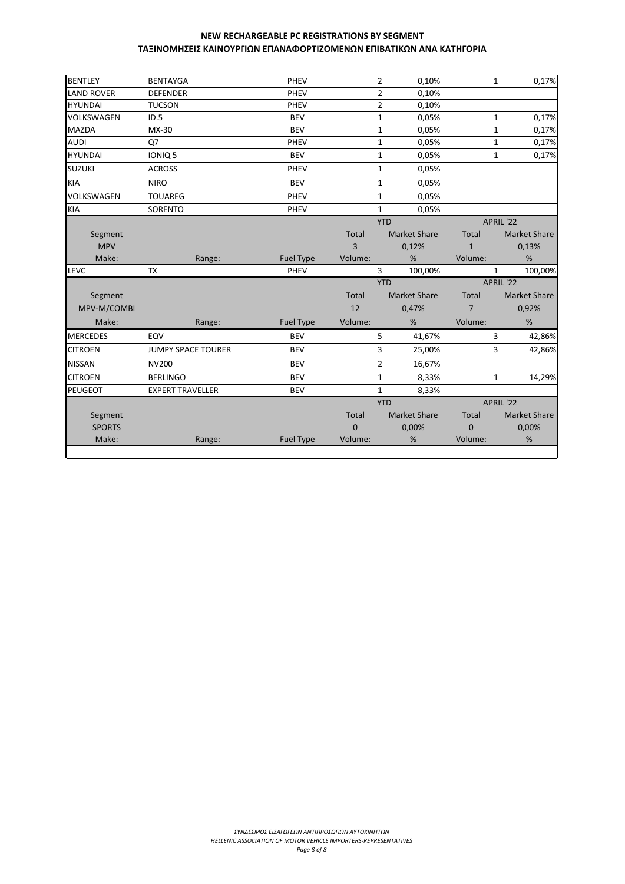# NEW RECHARGEABLE PC REGISTRATIONS BY SEGMENT
# ΤΑΞΙΝΟΜΗΣΕΙΣ ΚΑΙΝΟΥΡΓΙΩΝ ΕΠΑΝΑΦΟΡΤΙΖΟΜΕΝΩΝ ΕΠΙΒΑΤΙΚΩΝ ΑΝΑ ΚΑΤΗΓΟΡΙΑ

| | | | | | | |
|---|---|---|---|---|---|---|
| BENTLEY | BENTAYGA | PHEV | 2 | 0,10% | 1 | 0,17% |
| LAND ROVER | DEFENDER | PHEV | 2 | 0,10% | | |
| HYUNDAI | TUCSON | PHEV | 2 | 0,10% | | |
| VOLKSWAGEN | ID.5 | BEV | 1 | 0,05% | 1 | 0,17% |
| MAZDA | MX-30 | BEV | 1 | 0,05% | 1 | 0,17% |
| AUDI | Q7 | PHEV | 1 | 0,05% | 1 | 0,17% |
| HYUNDAI | IONIQ 5 | BEV | 1 | 0,05% | 1 | 0,17% |
| SUZUKI | ACROSS | PHEV | 1 | 0,05% | | |
| KIA | NIRO | BEV | 1 | 0,05% | | |
| VOLKSWAGEN | TOUAREG | PHEV | 1 | 0,05% | | |
| KIA | SORENTO | PHEV | 1 | 0,05% | | |

| | | | YTD | | APRIL '22 | |
|---|---|---|---|---|---|---|
| Segment | | | Total | Market Share | Total | Market Share |
| MPV | | | 3 | 0,12% | 1 | 0,13% |
| Make: | Range: | Fuel Type | Volume: | % | Volume: | % |
| LEVC | TX | PHEV | 3 | 100,00% | 1 | 100,00% |

| | | | YTD | | APRIL '22 | |
|---|---|---|---|---|---|---|
| Segment | | | Total | Market Share | Total | Market Share |
| MPV-M/COMBI | | | 12 | 0,47% | 7 | 0,92% |
| Make: | Range: | Fuel Type | Volume: | % | Volume: | % |
| MERCEDES | EQV | BEV | 5 | 41,67% | 3 | 42,86% |
| CITROEN | JUMPY SPACE TOURER | BEV | 3 | 25,00% | 3 | 42,86% |
| NISSAN | NV200 | BEV | 2 | 16,67% | | |
| CITROEN | BERLINGO | BEV | 1 | 8,33% | 1 | 14,29% |
| PEUGEOT | EXPERT TRAVELLER | BEV | 1 | 8,33% | | |

| | | | YTD | | APRIL '22 | |
|---|---|---|---|---|---|---|
| Segment | | | Total | Market Share | Total | Market Share |
| SPORTS | | | 0 | 0,00% | 0 | 0,00% |
| Make: | Range: | Fuel Type | Volume: | % | Volume: | % |

*ΣΥΝΔΕΣΜΟΣ ΕΙΣΑΓΩΓΕΩΝ ΑΝΤΙΠΡΟΣΩΠΩΝ ΑΥΤΟΚΙΝΗΤΩΝ*
*HELLENIC ASSOCIATION OF MOTOR VEHICLE IMPORTERS-REPRESENTATIVES*